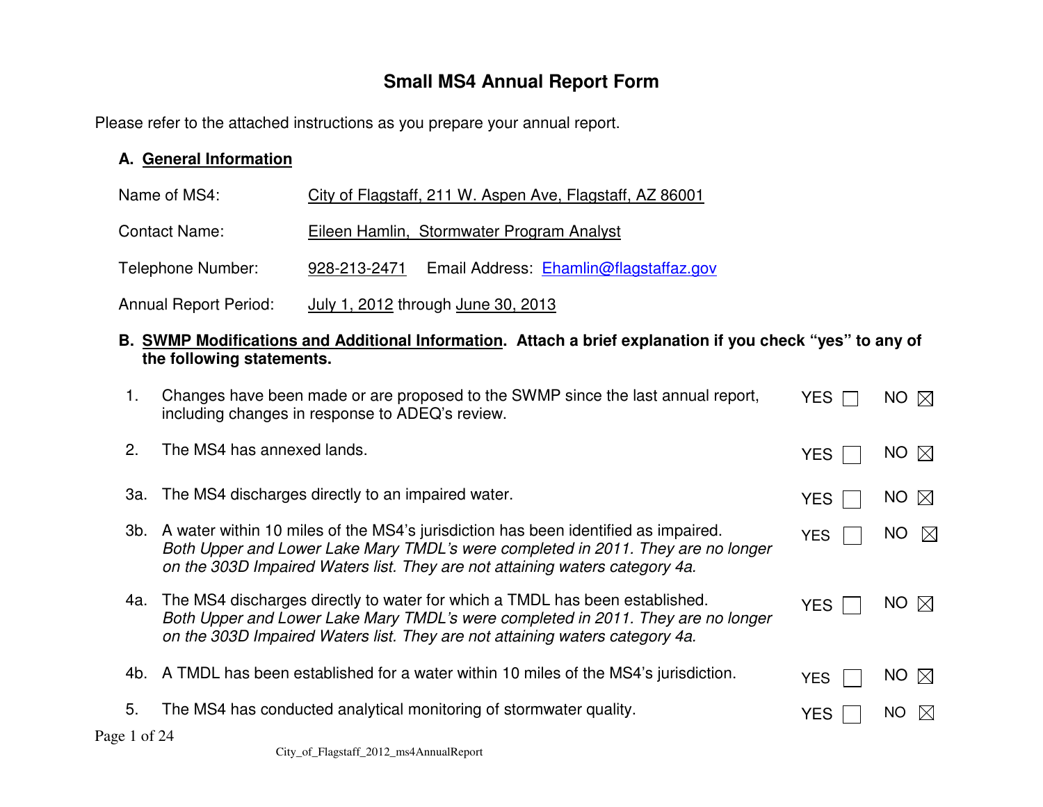# Small MS4 Annual Report Form

Please refer to the attached instructions as you prepare your annual report.

## A. General Information

Name of MS4: City of Flagstaff, 211 W. Aspen Ave, Flagstaff, AZ 86001

Contact Name: Eileen Hamlin, Stormwater Program Analyst

Telephone Number: 928-213-2471 Email Address: Ehamlin@flagstaffaz.gov

Annual Report Period: July 1, 2012 through June 30, 2013

## B. SWMP Modifications and Additional Information. Attach a brief explanation if you check "yes" to any of the following statements.

1. Changes have been made or are proposed to the SWMP since the last annual report, including changes in response to ADEQ's review. YES ☐ NO ☒

2. The MS4 has annexed lands. YES ☐ NO ☒

3a. The MS4 discharges directly to an impaired water. YES ☐ NO ☒

3b. A water within 10 miles of the MS4's jurisdiction has been identified as impaired. *Both Upper and Lower Lake Mary TMDL's were completed in 2011. They are no longer on the 303D Impaired Waters list. They are not attaining waters category 4a.* YES ☐ NO ☒

4a. The MS4 discharges directly to water for which a TMDL has been established. *Both Upper and Lower Lake Mary TMDL's were completed in 2011. They are no longer on the 303D Impaired Waters list. They are not attaining waters category 4a.* YES ☐ NO ☒

4b. A TMDL has been established for a water within 10 miles of the MS4's jurisdiction. YES ☐ NO ☒

5. The MS4 has conducted analytical monitoring of stormwater quality. YES ☐ NO ☒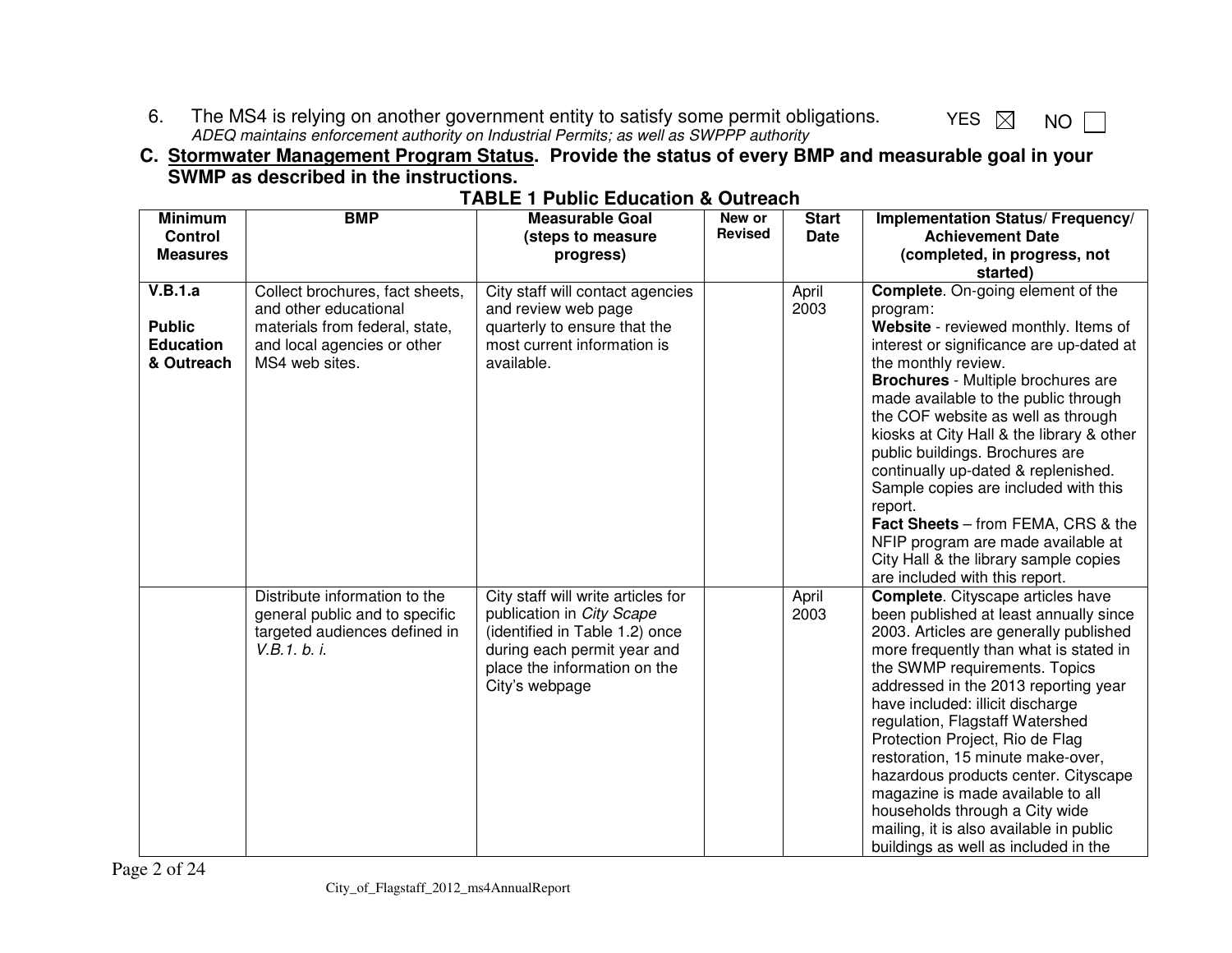6. The MS4 is relying on another government entity to satisfy some permit obligations. YES ☒ NO ☐
   *ADEQ maintains enforcement authority on Industrial Permits; as well as SWPPP authority*

**C. <u>Stormwater Management Program Status</u>. Provide the status of every BMP and measurable goal in your SWMP as described in the instructions.**

**TABLE 1 Public Education & Outreach**

| Minimum Control Measures | BMP | Measurable Goal (steps to measure progress) | New or Revised | Start Date | Implementation Status/ Frequency/ Achievement Date (completed, in progress, not started) |
|---|---|---|---|---|---|
| **V.B.1.a** **Public Education & Outreach** | Collect brochures, fact sheets, and other educational materials from federal, state, and local agencies or other MS4 web sites. | City staff will contact agencies and review web page quarterly to ensure that the most current information is available. | | April 2003 | **Complete**. On-going element of the program: **Website** - reviewed monthly. Items of interest or significance are up-dated at the monthly review. **Brochures** - Multiple brochures are made available to the public through the COF website as well as through kiosks at City Hall & the library & other public buildings. Brochures are continually up-dated & replenished. Sample copies are included with this report. **Fact Sheets** – from FEMA, CRS & the NFIP program are made available at City Hall & the library sample copies are included with this report. |
| | Distribute information to the general public and to specific targeted audiences defined in *V.B.1. b. i.* | City staff will write articles for publication in *City Scape* (identified in Table 1.2) once during each permit year and place the information on the City's webpage | | April 2003 | **Complete**. Cityscape articles have been published at least annually since 2003. Articles are generally published more frequently than what is stated in the SWMP requirements. Topics addressed in the 2013 reporting year have included: illicit discharge regulation, Flagstaff Watershed Protection Project, Rio de Flag restoration, 15 minute make-over, hazardous products center. Cityscape magazine is made available to all households through a City wide mailing, it is also available in public buildings as well as included in the |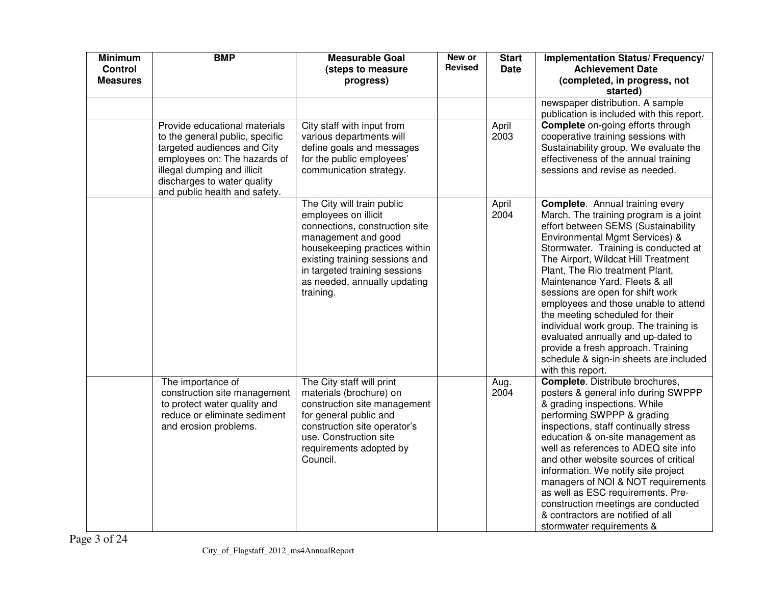| Minimum Control Measures | BMP | Measurable Goal (steps to measure progress) | New or Revised | Start Date | Implementation Status/ Frequency/ Achievement Date (completed, in progress, not started) |
|---|---|---|---|---|---|
| | | | | | newspaper distribution. A sample publication is included with this report. |
| | Provide educational materials to the general public, specific targeted audiences and City employees on: The hazards of illegal dumping and illicit discharges to water quality and public health and safety. | City staff with input from various departments will define goals and messages for the public employees' communication strategy. | | April 2003 | **Complete** on-going efforts through cooperative training sessions with Sustainability group. We evaluate the effectiveness of the annual training sessions and revise as needed. |
| | | The City will train public employees on illicit connections, construction site management and good housekeeping practices within existing training sessions and in targeted training sessions as needed, annually updating training. | | April 2004 | **Complete**. Annual training every March. The training program is a joint effort between SEMS (Sustainability Environmental Mgmt Services) & Stormwater. Training is conducted at The Airport, Wildcat Hill Treatment Plant, The Rio treatment Plant, Maintenance Yard, Fleets & all sessions are open for shift work employees and those unable to attend the meeting scheduled for their individual work group. The training is evaluated annually and up-dated to provide a fresh approach. Training schedule & sign-in sheets are included with this report. |
| | The importance of construction site management to protect water quality and reduce or eliminate sediment and erosion problems. | The City staff will print materials (brochure) on construction site management for general public and construction site operator's use. Construction site requirements adopted by Council. | | Aug. 2004 | **Complete**. Distribute brochures, posters & general info during SWPPP & grading inspections. While performing SWPPP & grading inspections, staff continually stress education & on-site management as well as references to ADEQ site info and other website sources of critical information. We notify site project managers of NOI & NOT requirements as well as ESC requirements. Pre-construction meetings are conducted & contractors are notified of all stormwater requirements & |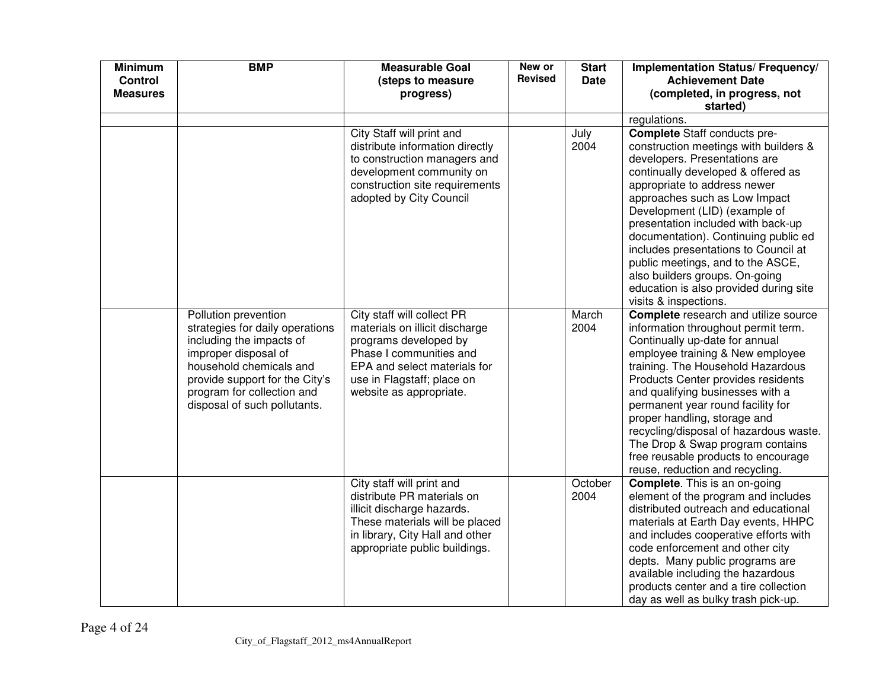| Minimum Control Measures | BMP | Measurable Goal (steps to measure progress) | New or Revised | Start Date | Implementation Status/ Frequency/ Achievement Date (completed, in progress, not started) |
|---|---|---|---|---|---|
| | | | | | regulations. |
| | | City Staff will print and distribute information directly to construction managers and development community on construction site requirements adopted by City Council | | July 2004 | **Complete** Staff conducts pre-construction meetings with builders & developers. Presentations are continually developed & offered as appropriate to address newer approaches such as Low Impact Development (LID) (example of presentation included with back-up documentation). Continuing public ed includes presentations to Council at public meetings, and to the ASCE, also builders groups. On-going education is also provided during site visits & inspections. |
| | Pollution prevention strategies for daily operations including the impacts of improper disposal of household chemicals and provide support for the City's program for collection and disposal of such pollutants. | City staff will collect PR materials on illicit discharge programs developed by Phase I communities and EPA and select materials for use in Flagstaff; place on website as appropriate. | | March 2004 | **Complete** research and utilize source information throughout permit term. Continually up-date for annual employee training & New employee training. The Household Hazardous Products Center provides residents and qualifying businesses with a permanent year round facility for proper handling, storage and recycling/disposal of hazardous waste. The Drop & Swap program contains free reusable products to encourage reuse, reduction and recycling. |
| | | City staff will print and distribute PR materials on illicit discharge hazards. These materials will be placed in library, City Hall and other appropriate public buildings. | | October 2004 | **Complete**. This is an on-going element of the program and includes distributed outreach and educational materials at Earth Day events, HHPC and includes cooperative efforts with code enforcement and other city depts. Many public programs are available including the hazardous products center and a tire collection day as well as bulky trash pick-up. |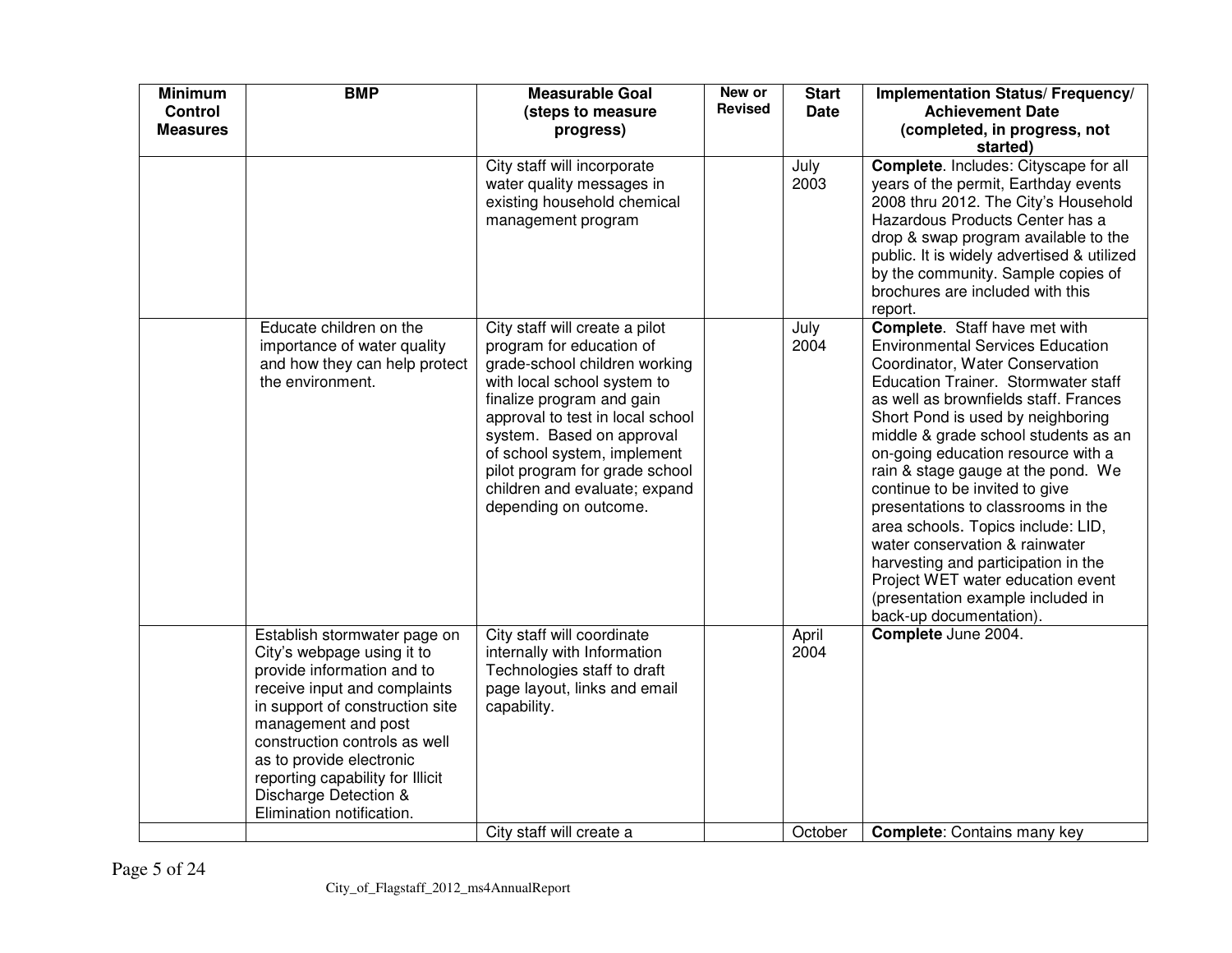| Minimum Control Measures | BMP | Measurable Goal (steps to measure progress) | New or Revised | Start Date | Implementation Status/ Frequency/ Achievement Date (completed, in progress, not started) |
|---|---|---|---|---|---|
| | | City staff will incorporate water quality messages in existing household chemical management program | | July 2003 | **Complete**. Includes: Cityscape for all years of the permit, Earthday events 2008 thru 2012. The City's Household Hazardous Products Center has a drop & swap program available to the public. It is widely advertised & utilized by the community. Sample copies of brochures are included with this report. |
| | Educate children on the importance of water quality and how they can help protect the environment. | City staff will create a pilot program for education of grade-school children working with local school system to finalize program and gain approval to test in local school system. Based on approval of school system, implement pilot program for grade school children and evaluate; expand depending on outcome. | | July 2004 | **Complete**. Staff have met with Environmental Services Education Coordinator, Water Conservation Education Trainer. Stormwater staff as well as brownfields staff. Frances Short Pond is used by neighboring middle & grade school students as an on-going education resource with a rain & stage gauge at the pond. We continue to be invited to give presentations to classrooms in the area schools. Topics include: LID, water conservation & rainwater harvesting and participation in the Project WET water education event (presentation example included in back-up documentation). |
| | Establish stormwater page on City's webpage using it to provide information and to receive input and complaints in support of construction site management and post construction controls as well as to provide electronic reporting capability for Illicit Discharge Detection & Elimination notification. | City staff will coordinate internally with Information Technologies staff to draft page layout, links and email capability. | | April 2004 | **Complete** June 2004. |
| | | City staff will create a | | October | **Complete**: Contains many key |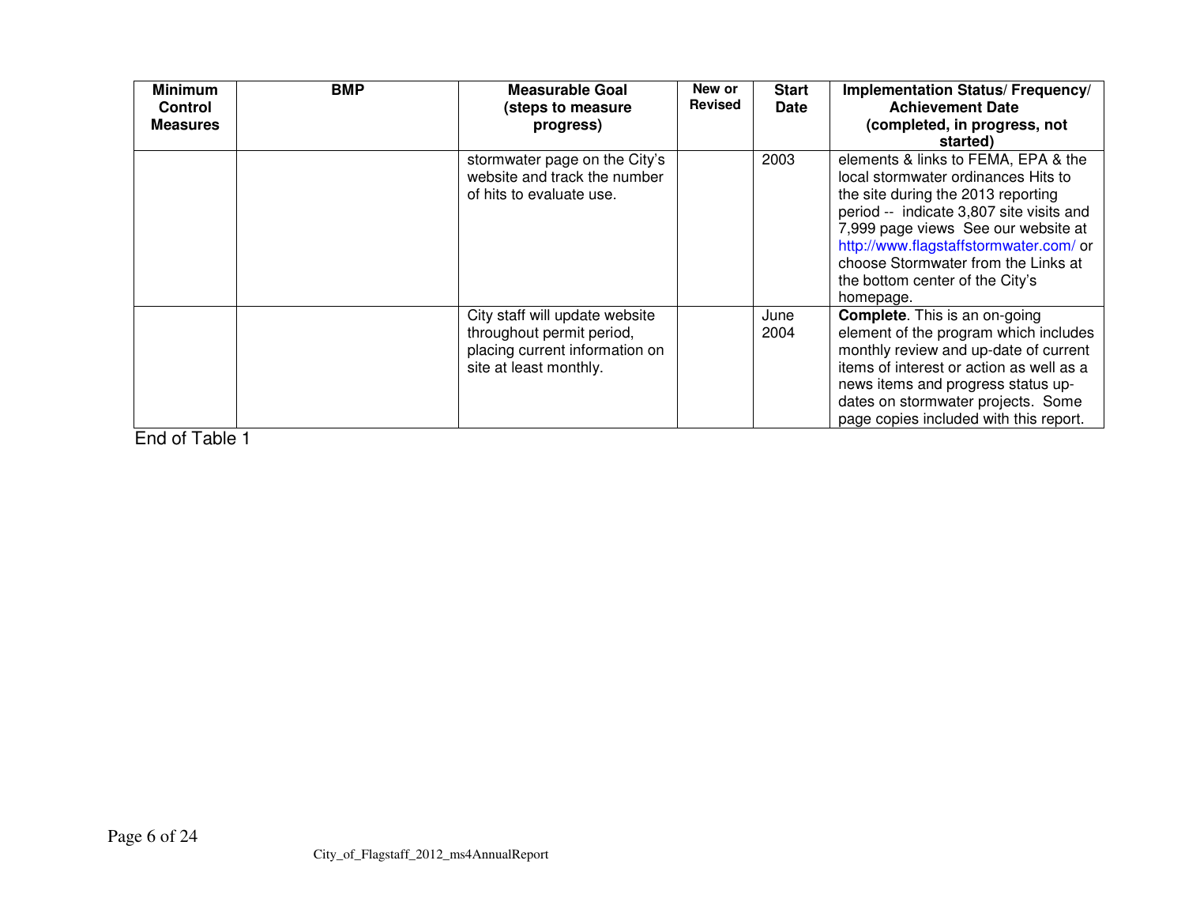| Minimum Control Measures | BMP | Measurable Goal (steps to measure progress) | New or Revised | Start Date | Implementation Status/ Frequency/ Achievement Date (completed, in progress, not started) |
|---|---|---|---|---|---|
| | | stormwater page on the City's website and track the number of hits to evaluate use. | | 2003 | elements & links to FEMA, EPA & the local stormwater ordinances Hits to the site during the 2013 reporting period -- indicate 3,807 site visits and 7,999 page views See our website at http://www.flagstaffstormwater.com/ or choose Stormwater from the Links at the bottom center of the City's homepage. |
| | | City staff will update website throughout permit period, placing current information on site at least monthly. | | June 2004 | **Complete**. This is an on-going element of the program which includes monthly review and up-date of current items of interest or action as well as a news items and progress status up-dates on stormwater projects. Some page copies included with this report. |

End of Table 1

City_of_Flagstaff_2012_ms4AnnualReport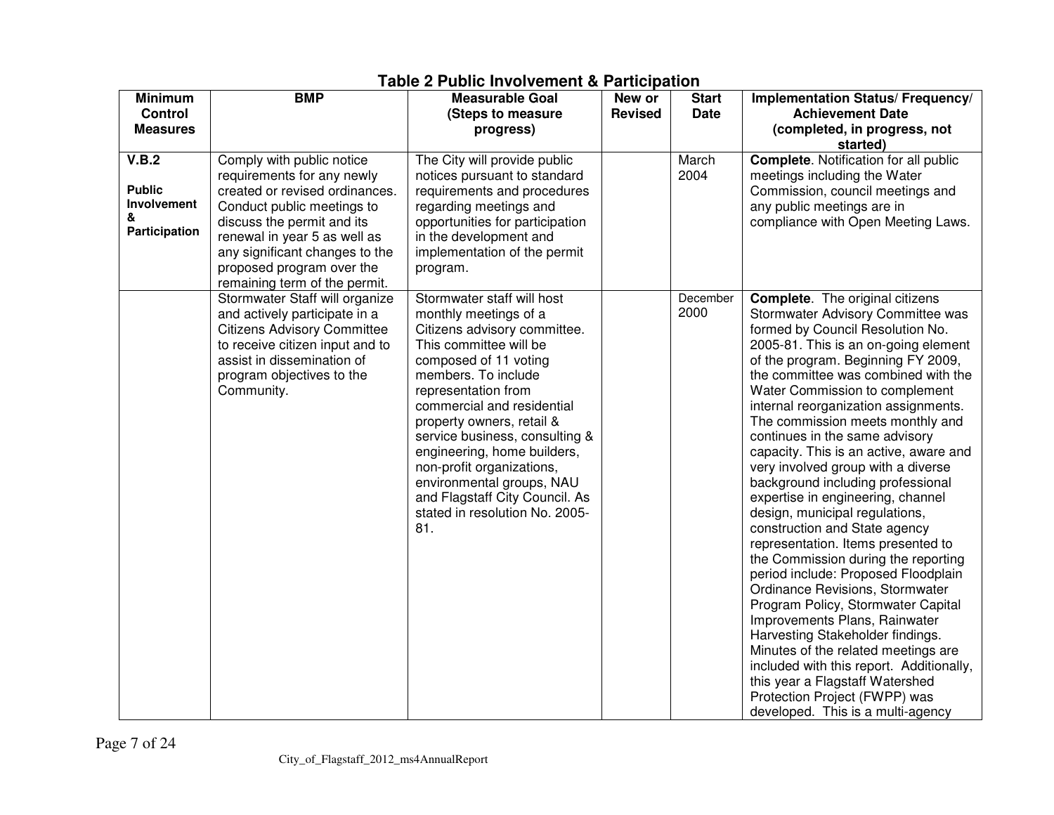**Table 2 Public Involvement & Participation**

| Minimum Control Measures | BMP | Measurable Goal (Steps to measure progress) | New or Revised | Start Date | Implementation Status/ Frequency/ Achievement Date (completed, in progress, not started) |
|---|---|---|---|---|---|
| **V.B.2** **Public Involvement & Participation** | Comply with public notice requirements for any newly created or revised ordinances. Conduct public meetings to discuss the permit and its renewal in year 5 as well as any significant changes to the proposed program over the remaining term of the permit. | The City will provide public notices pursuant to standard requirements and procedures regarding meetings and opportunities for participation in the development and implementation of the permit program. | | March 2004 | **Complete**. Notification for all public meetings including the Water Commission, council meetings and any public meetings are in compliance with Open Meeting Laws. |
| | Stormwater Staff will organize and actively participate in a Citizens Advisory Committee to receive citizen input and to assist in dissemination of program objectives to the Community. | Stormwater staff will host monthly meetings of a Citizens advisory committee. This committee will be composed of 11 voting members. To include representation from commercial and residential property owners, retail & service business, consulting & engineering, home builders, non-profit organizations, environmental groups, NAU and Flagstaff City Council. As stated in resolution No. 2005-81. | | December 2000 | **Complete**. The original citizens Stormwater Advisory Committee was formed by Council Resolution No. 2005-81. This is an on-going element of the program. Beginning FY 2009, the committee was combined with the Water Commission to complement internal reorganization assignments. The commission meets monthly and continues in the same advisory capacity. This is an active, aware and very involved group with a diverse background including professional expertise in engineering, channel design, municipal regulations, construction and State agency representation. Items presented to the Commission during the reporting period include: Proposed Floodplain Ordinance Revisions, Stormwater Program Policy, Stormwater Capital Improvements Plans, Rainwater Harvesting Stakeholder findings. Minutes of the related meetings are included with this report. Additionally, this year a Flagstaff Watershed Protection Project (FWPP) was developed. This is a multi-agency |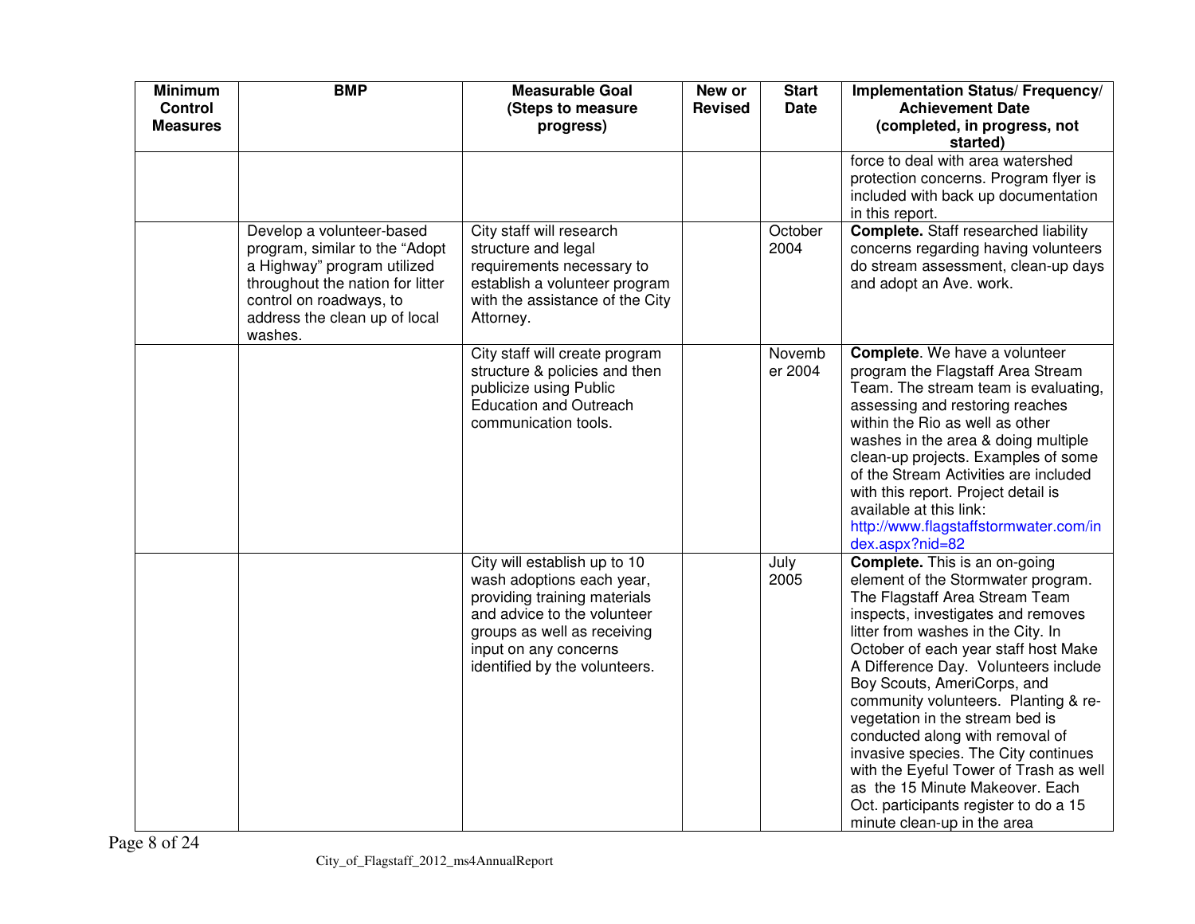| Minimum Control Measures | BMP | Measurable Goal (Steps to measure progress) | New or Revised | Start Date | Implementation Status/ Frequency/ Achievement Date (completed, in progress, not started) |
|---|---|---|---|---|---|
| | | | | | force to deal with area watershed protection concerns. Program flyer is included with back up documentation in this report. |
| | Develop a volunteer-based program, similar to the "Adopt a Highway" program utilized throughout the nation for litter control on roadways, to address the clean up of local washes. | City staff will research structure and legal requirements necessary to establish a volunteer program with the assistance of the City Attorney. | | October 2004 | **Complete.** Staff researched liability concerns regarding having volunteers do stream assessment, clean-up days and adopt an Ave. work. |
| | | City staff will create program structure & policies and then publicize using Public Education and Outreach communication tools. | | November 2004 | **Complete**. We have a volunteer program the Flagstaff Area Stream Team. The stream team is evaluating, assessing and restoring reaches within the Rio as well as other washes in the area & doing multiple clean-up projects. Examples of some of the Stream Activities are included with this report. Project detail is available at this link: http://www.flagstaffstormwater.com/index.aspx?nid=82 |
| | | City will establish up to 10 wash adoptions each year, providing training materials and advice to the volunteer groups as well as receiving input on any concerns identified by the volunteers. | | July 2005 | **Complete.** This is an on-going element of the Stormwater program. The Flagstaff Area Stream Team inspects, investigates and removes litter from washes in the City. In October of each year staff host Make A Difference Day. Volunteers include Boy Scouts, AmeriCorps, and community volunteers. Planting & re-vegetation in the stream bed is conducted along with removal of invasive species. The City continues with the Eyeful Tower of Trash as well as the 15 Minute Makeover. Each Oct. participants register to do a 15 minute clean-up in the area |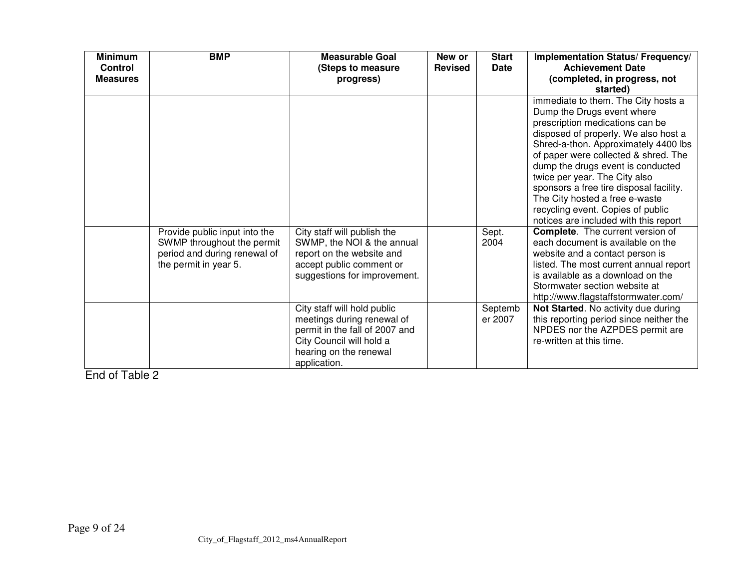| Minimum Control Measures | BMP | Measurable Goal (Steps to measure progress) | New or Revised | Start Date | Implementation Status/ Frequency/ Achievement Date (completed, in progress, not started) |
|---|---|---|---|---|---|
| | | | | | immediate to them. The City hosts a Dump the Drugs event where prescription medications can be disposed of properly. We also host a Shred-a-thon. Approximately 4400 lbs of paper were collected & shred. The dump the drugs event is conducted twice per year. The City also sponsors a free tire disposal facility. The City hosted a free e-waste recycling event. Copies of public notices are included with this report |
| | Provide public input into the SWMP throughout the permit period and during renewal of the permit in year 5. | City staff will publish the SWMP, the NOI & the annual report on the website and accept public comment or suggestions for improvement. | | Sept. 2004 | **Complete**. The current version of each document is available on the website and a contact person is listed. The most current annual report is available as a download on the Stormwater section website at http://www.flagstaffstormwater.com/ |
| | | City staff will hold public meetings during renewal of permit in the fall of 2007 and City Council will hold a hearing on the renewal application. | | September 2007 | **Not Started**. No activity due during this reporting period since neither the NPDES nor the AZPDES permit are re-written at this time. |

End of Table 2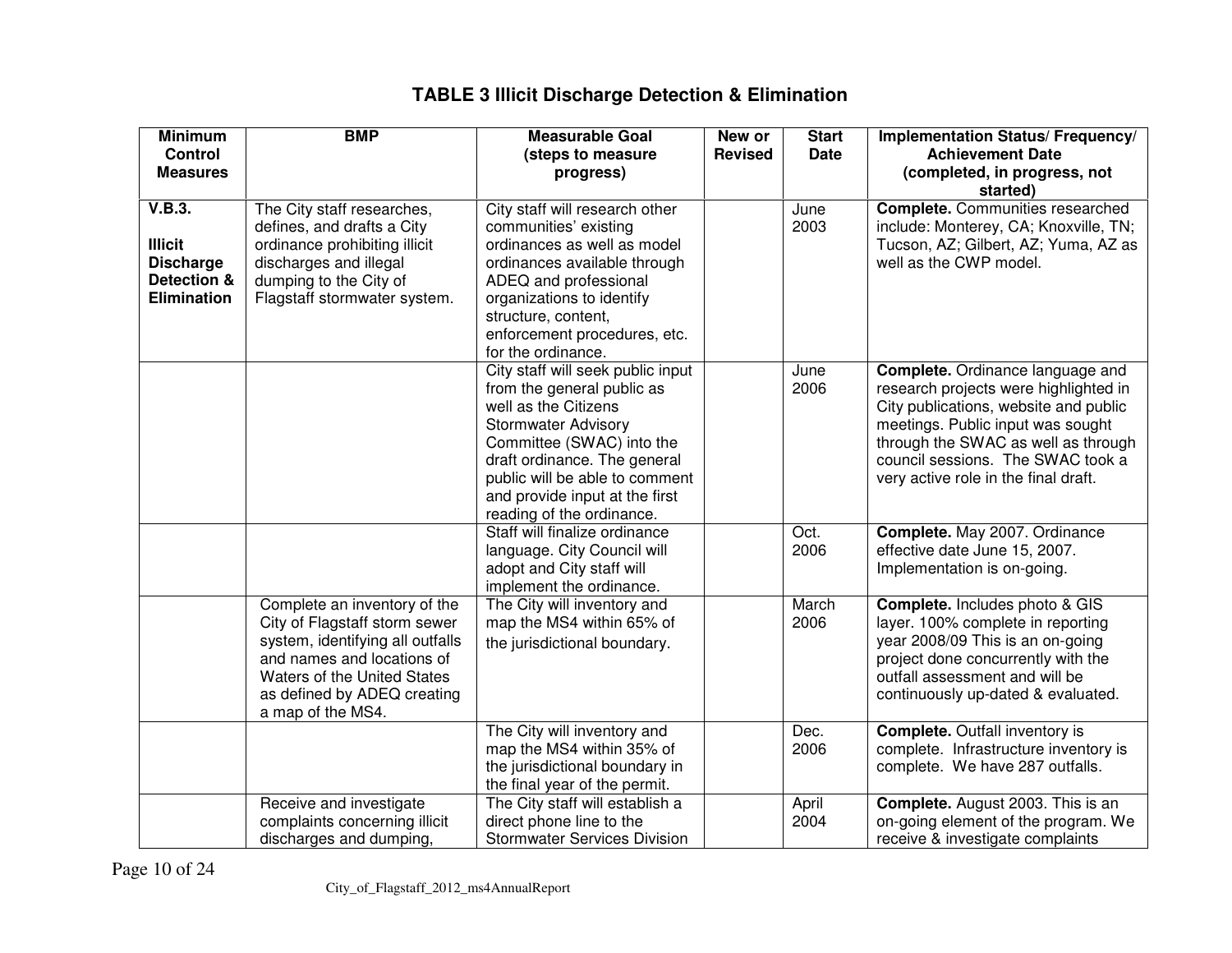## TABLE 3 Illicit Discharge Detection & Elimination

| Minimum Control Measures | BMP | Measurable Goal (steps to measure progress) | New or Revised | Start Date | Implementation Status/ Frequency/ Achievement Date (completed, in progress, not started) |
|---|---|---|---|---|---|
| **V.B.3. Illicit Discharge Detection & Elimination** | The City staff researches, defines, and drafts a City ordinance prohibiting illicit discharges and illegal dumping to the City of Flagstaff stormwater system. | City staff will research other communities' existing ordinances as well as model ordinances available through ADEQ and professional organizations to identify structure, content, enforcement procedures, etc. for the ordinance. | | June 2003 | **Complete.** Communities researched include: Monterey, CA; Knoxville, TN; Tucson, AZ; Gilbert, AZ; Yuma, AZ as well as the CWP model. |
| | | City staff will seek public input from the general public as well as the Citizens Stormwater Advisory Committee (SWAC) into the draft ordinance. The general public will be able to comment and provide input at the first reading of the ordinance. | | June 2006 | **Complete.** Ordinance language and research projects were highlighted in City publications, website and public meetings. Public input was sought through the SWAC as well as through council sessions. The SWAC took a very active role in the final draft. |
| | | Staff will finalize ordinance language. City Council will adopt and City staff will implement the ordinance. | | Oct. 2006 | **Complete.** May 2007. Ordinance effective date June 15, 2007. Implementation is on-going. |
| | Complete an inventory of the City of Flagstaff storm sewer system, identifying all outfalls and names and locations of Waters of the United States as defined by ADEQ creating a map of the MS4. | The City will inventory and map the MS4 within 65% of the jurisdictional boundary. | | March 2006 | **Complete.** Includes photo & GIS layer. 100% complete in reporting year 2008/09 This is an on-going project done concurrently with the outfall assessment and will be continuously up-dated & evaluated. |
| | | The City will inventory and map the MS4 within 35% of the jurisdictional boundary in the final year of the permit. | | Dec. 2006 | **Complete.** Outfall inventory is complete. Infrastructure inventory is complete. We have 287 outfalls. |
| | Receive and investigate complaints concerning illicit discharges and dumping, | The City staff will establish a direct phone line to the Stormwater Services Division | | April 2004 | **Complete.** August 2003. This is an on-going element of the program. We receive & investigate complaints |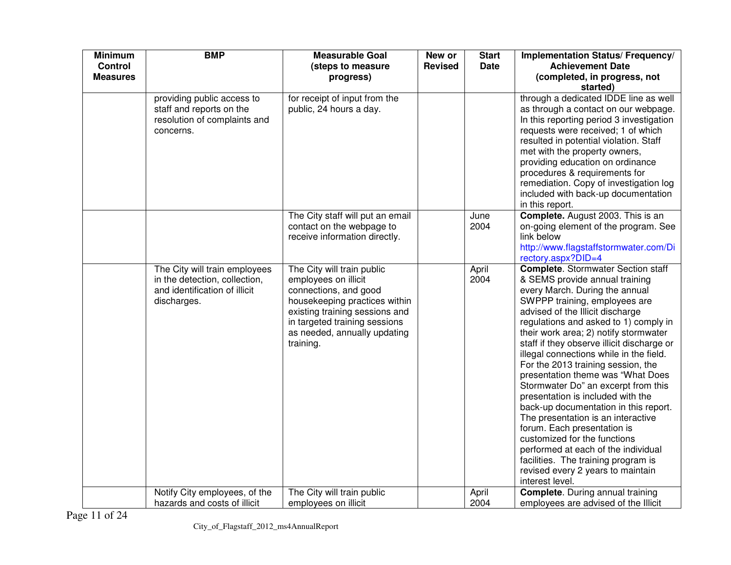| Minimum Control Measures | BMP | Measurable Goal (steps to measure progress) | New or Revised | Start Date | Implementation Status/ Frequency/ Achievement Date (completed, in progress, not started) |
|---|---|---|---|---|---|
| | providing public access to staff and reports on the resolution of complaints and concerns. | for receipt of input from the public, 24 hours a day. | | | through a dedicated IDDE line as well as through a contact on our webpage. In this reporting period 3 investigation requests were received; 1 of which resulted in potential violation. Staff met with the property owners, providing education on ordinance procedures & requirements for remediation. Copy of investigation log included with back-up documentation in this report. |
| | | The City staff will put an email contact on the webpage to receive information directly. | | June 2004 | **Complete.** August 2003. This is an on-going element of the program. See link below http://www.flagstaffstormwater.com/Directory.aspx?DID=4 |
| | The City will train employees in the detection, collection, and identification of illicit discharges. | The City will train public employees on illicit connections, and good housekeeping practices within existing training sessions and in targeted training sessions as needed, annually updating training. | | April 2004 | **Complete**. Stormwater Section staff & SEMS provide annual training every March. During the annual SWPPP training, employees are advised of the Illicit discharge regulations and asked to 1) comply in their work area; 2) notify stormwater staff if they observe illicit discharge or illegal connections while in the field. For the 2013 training session, the presentation theme was "What Does Stormwater Do" an excerpt from this presentation is included with the back-up documentation in this report. The presentation is an interactive forum. Each presentation is customized for the functions performed at each of the individual facilities. The training program is revised every 2 years to maintain interest level. |
| | Notify City employees, of the hazards and costs of illicit | The City will train public employees on illicit | | April 2004 | **Complete**. During annual training employees are advised of the Illicit |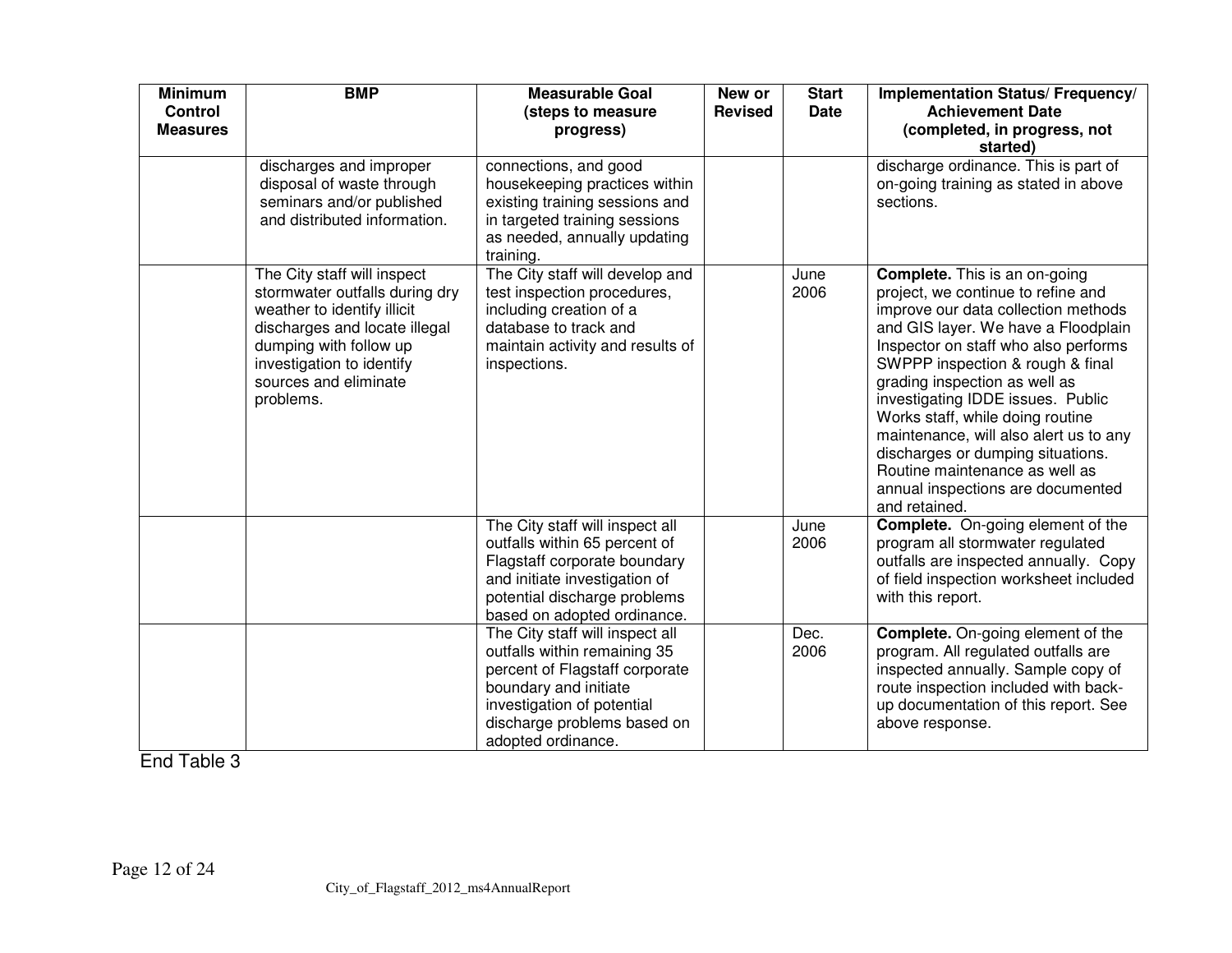| Minimum Control Measures | BMP | Measurable Goal (steps to measure progress) | New or Revised | Start Date | Implementation Status/ Frequency/ Achievement Date (completed, in progress, not started) |
|---|---|---|---|---|---|
| | discharges and improper disposal of waste through seminars and/or published and distributed information. | connections, and good housekeeping practices within existing training sessions and in targeted training sessions as needed, annually updating training. | | | discharge ordinance. This is part of on-going training as stated in above sections. |
| | The City staff will inspect stormwater outfalls during dry weather to identify illicit discharges and locate illegal dumping with follow up investigation to identify sources and eliminate problems. | The City staff will develop and test inspection procedures, including creation of a database to track and maintain activity and results of inspections. | | June 2006 | **Complete.** This is an on-going project, we continue to refine and improve our data collection methods and GIS layer. We have a Floodplain Inspector on staff who also performs SWPPP inspection & rough & final grading inspection as well as investigating IDDE issues. Public Works staff, while doing routine maintenance, will also alert us to any discharges or dumping situations. Routine maintenance as well as annual inspections are documented and retained. |
| | | The City staff will inspect all outfalls within 65 percent of Flagstaff corporate boundary and initiate investigation of potential discharge problems based on adopted ordinance. | | June 2006 | **Complete.** On-going element of the program all stormwater regulated outfalls are inspected annually. Copy of field inspection worksheet included with this report. |
| | | The City staff will inspect all outfalls within remaining 35 percent of Flagstaff corporate boundary and initiate investigation of potential discharge problems based on adopted ordinance. | | Dec. 2006 | **Complete.** On-going element of the program. All regulated outfalls are inspected annually. Sample copy of route inspection included with back-up documentation of this report. See above response. |

End Table 3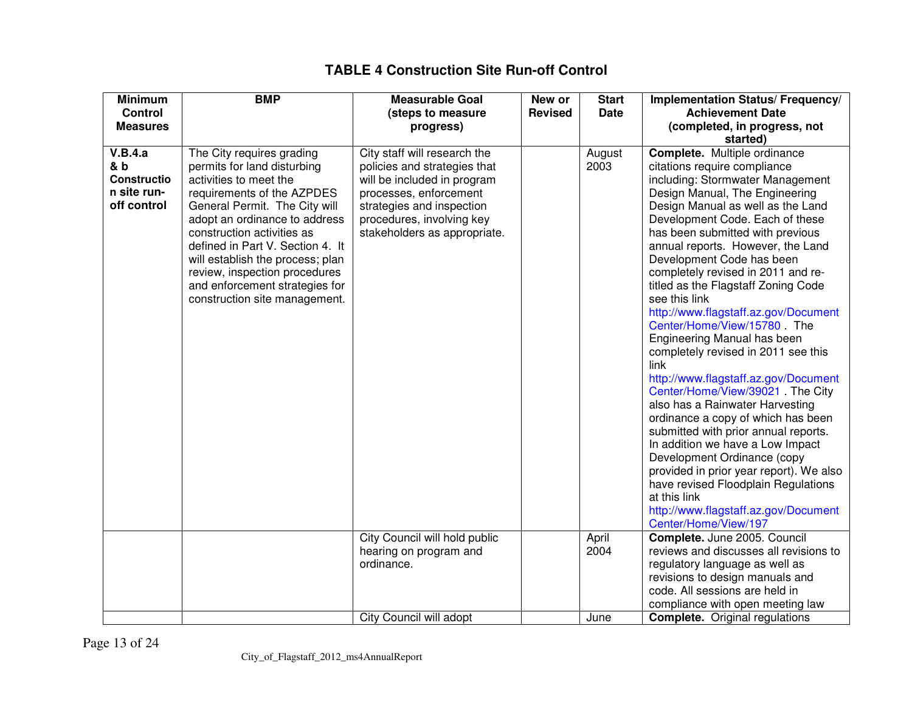## TABLE 4 Construction Site Run-off Control

| Minimum Control Measures | BMP | Measurable Goal (steps to measure progress) | New or Revised | Start Date | Implementation Status/ Frequency/ Achievement Date (completed, in progress, not started) |
|---|---|---|---|---|---|
| **V.B.4.a & b Construction site run-off control** | The City requires grading permits for land disturbing activities to meet the requirements of the AZPDES General Permit. The City will adopt an ordinance to address construction activities as defined in Part V. Section 4. It will establish the process; plan review, inspection procedures and enforcement strategies for construction site management. | City staff will research the policies and strategies that will be included in program processes, enforcement strategies and inspection procedures, involving key stakeholders as appropriate. | | August 2003 | **Complete.** Multiple ordinance citations require compliance including: Stormwater Management Design Manual, The Engineering Design Manual as well as the Land Development Code. Each of these has been submitted with previous annual reports. However, the Land Development Code has been completely revised in 2011 and re-titled as the Flagstaff Zoning Code see this link http://www.flagstaff.az.gov/DocumentCenter/Home/View/15780 . The Engineering Manual has been completely revised in 2011 see this link http://www.flagstaff.az.gov/DocumentCenter/Home/View/39021 . The City also has a Rainwater Harvesting ordinance a copy of which has been submitted with prior annual reports. In addition we have a Low Impact Development Ordinance (copy provided in prior year report). We also have revised Floodplain Regulations at this link http://www.flagstaff.az.gov/DocumentCenter/Home/View/197 |
| | | City Council will hold public hearing on program and ordinance. | | April 2004 | **Complete.** June 2005. Council reviews and discusses all revisions to regulatory language as well as revisions to design manuals and code. All sessions are held in compliance with open meeting law |
| | | City Council will adopt | | June | **Complete.** Original regulations |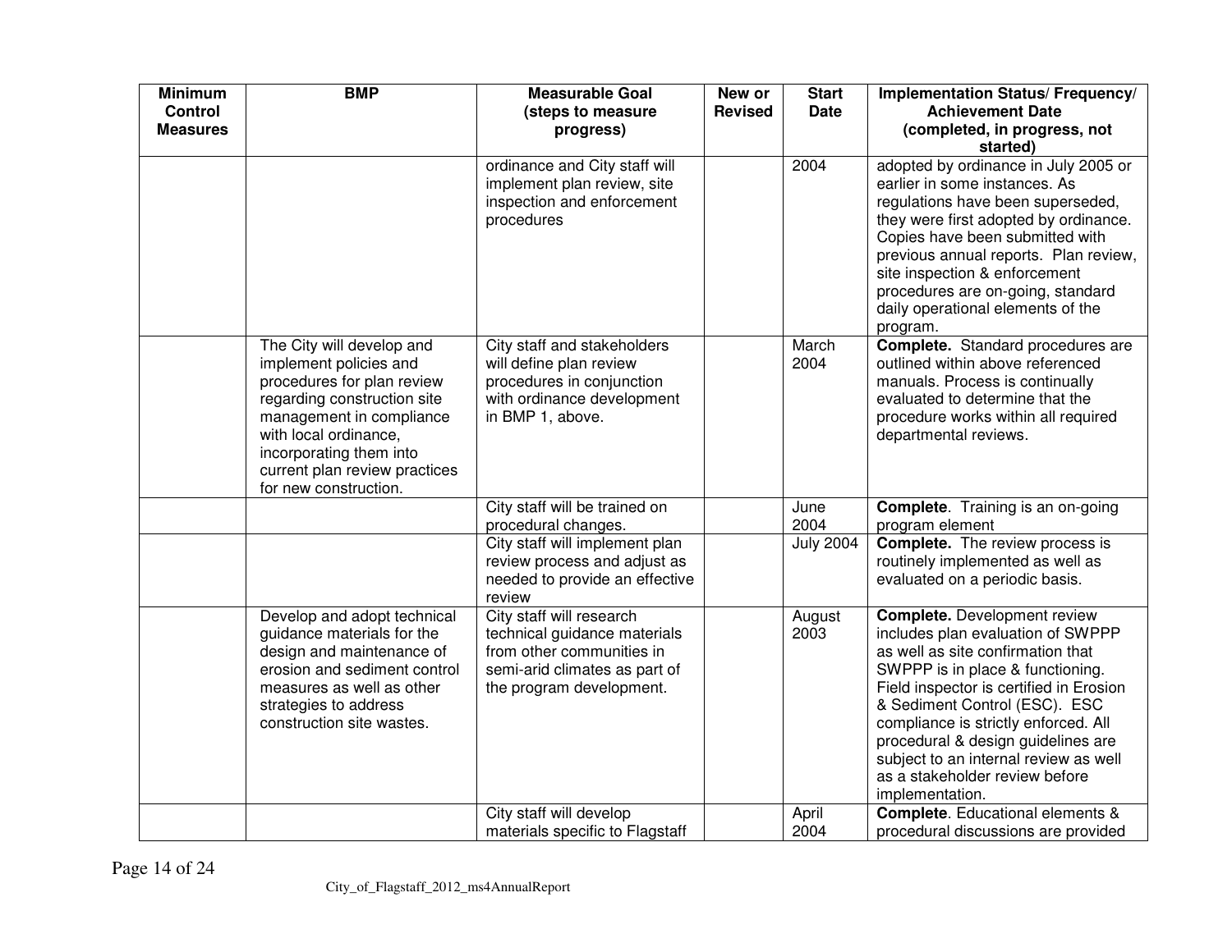| Minimum Control Measures | BMP | Measurable Goal (steps to measure progress) | New or Revised | Start Date | Implementation Status/ Frequency/ Achievement Date (completed, in progress, not started) |
|---|---|---|---|---|---|
| | | ordinance and City staff will implement plan review, site inspection and enforcement procedures | | 2004 | adopted by ordinance in July 2005 or earlier in some instances. As regulations have been superseded, they were first adopted by ordinance. Copies have been submitted with previous annual reports. Plan review, site inspection & enforcement procedures are on-going, standard daily operational elements of the program. |
| | The City will develop and implement policies and procedures for plan review regarding construction site management in compliance with local ordinance, incorporating them into current plan review practices for new construction. | City staff and stakeholders will define plan review procedures in conjunction with ordinance development in BMP 1, above. | | March 2004 | **Complete.** Standard procedures are outlined within above referenced manuals. Process is continually evaluated to determine that the procedure works within all required departmental reviews. |
| | | City staff will be trained on procedural changes. | | June 2004 | **Complete**. Training is an on-going program element |
| | | City staff will implement plan review process and adjust as needed to provide an effective review | | July 2004 | **Complete.** The review process is routinely implemented as well as evaluated on a periodic basis. |
| | Develop and adopt technical guidance materials for the design and maintenance of erosion and sediment control measures as well as other strategies to address construction site wastes. | City staff will research technical guidance materials from other communities in semi-arid climates as part of the program development. | | August 2003 | **Complete.** Development review includes plan evaluation of SWPPP as well as site confirmation that SWPPP is in place & functioning. Field inspector is certified in Erosion & Sediment Control (ESC). ESC compliance is strictly enforced. All procedural & design guidelines are subject to an internal review as well as a stakeholder review before implementation. |
| | | City staff will develop materials specific to Flagstaff | | April 2004 | **Complete**. Educational elements & procedural discussions are provided |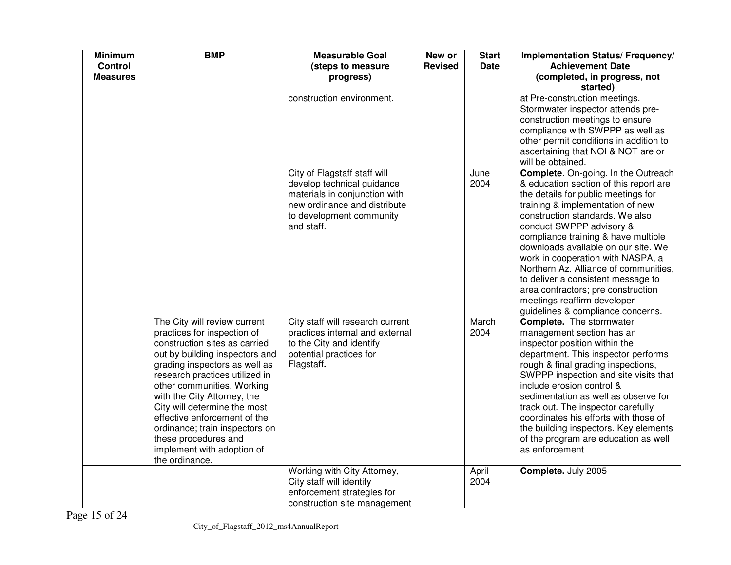| Minimum Control Measures | BMP | Measurable Goal (steps to measure progress) | New or Revised | Start Date | Implementation Status/ Frequency/ Achievement Date (completed, in progress, not started) |
|---|---|---|---|---|---|
| | | construction environment. | | | at Pre-construction meetings. Stormwater inspector attends pre-construction meetings to ensure compliance with SWPPP as well as other permit conditions in addition to ascertaining that NOI & NOT are or will be obtained. |
| | | City of Flagstaff staff will develop technical guidance materials in conjunction with new ordinance and distribute to development community and staff. | | June 2004 | **Complete**. On-going. In the Outreach & education section of this report are the details for public meetings for training & implementation of new construction standards. We also conduct SWPPP advisory & compliance training & have multiple downloads available on our site. We work in cooperation with NASPA, a Northern Az. Alliance of communities, to deliver a consistent message to area contractors; pre construction meetings reaffirm developer guidelines & compliance concerns. |
| | The City will review current practices for inspection of construction sites as carried out by building inspectors and grading inspectors as well as research practices utilized in other communities. Working with the City Attorney, the City will determine the most effective enforcement of the ordinance; train inspectors on these procedures and implement with adoption of the ordinance. | City staff will research current practices internal and external to the City and identify potential practices for Flagstaff**.** | | March 2004 | **Complete.** The stormwater management section has an inspector position within the department. This inspector performs rough & final grading inspections, SWPPP inspection and site visits that include erosion control & sedimentation as well as observe for track out. The inspector carefully coordinates his efforts with those of the building inspectors. Key elements of the program are education as well as enforcement. |
| | | Working with City Attorney, City staff will identify enforcement strategies for construction site management | | April 2004 | **Complete.** July 2005 |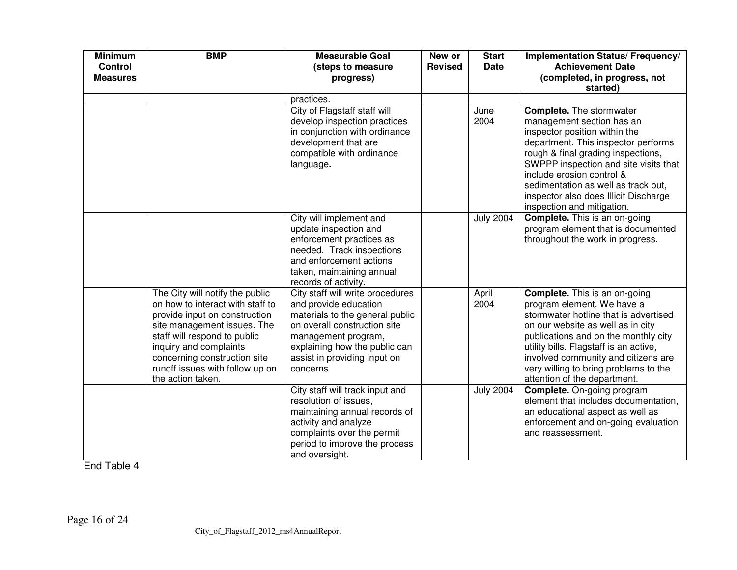| Minimum Control Measures | BMP | Measurable Goal (steps to measure progress) | New or Revised | Start Date | Implementation Status/ Frequency/ Achievement Date (completed, in progress, not started) |
|---|---|---|---|---|---|
| | | practices. | | | |
| | | City of Flagstaff staff will develop inspection practices in conjunction with ordinance development that are compatible with ordinance language**.** | | June 2004 | **Complete.** The stormwater management section has an inspector position within the department. This inspector performs rough & final grading inspections, SWPPP inspection and site visits that include erosion control & sedimentation as well as track out, inspector also does Illicit Discharge inspection and mitigation. |
| | | City will implement and update inspection and enforcement practices as needed. Track inspections and enforcement actions taken, maintaining annual records of activity. | | July 2004 | **Complete.** This is an on-going program element that is documented throughout the work in progress. |
| | The City will notify the public on how to interact with staff to provide input on construction site management issues. The staff will respond to public inquiry and complaints concerning construction site runoff issues with follow up on the action taken. | City staff will write procedures and provide education materials to the general public on overall construction site management program, explaining how the public can assist in providing input on concerns. | | April 2004 | **Complete.** This is an on-going program element. We have a stormwater hotline that is advertised on our website as well as in city publications and on the monthly city utility bills. Flagstaff is an active, involved community and citizens are very willing to bring problems to the attention of the department. |
| | | City staff will track input and resolution of issues, maintaining annual records of activity and analyze complaints over the permit period to improve the process and oversight. | | July 2004 | **Complete.** On-going program element that includes documentation, an educational aspect as well as enforcement and on-going evaluation and reassessment. |

End Table 4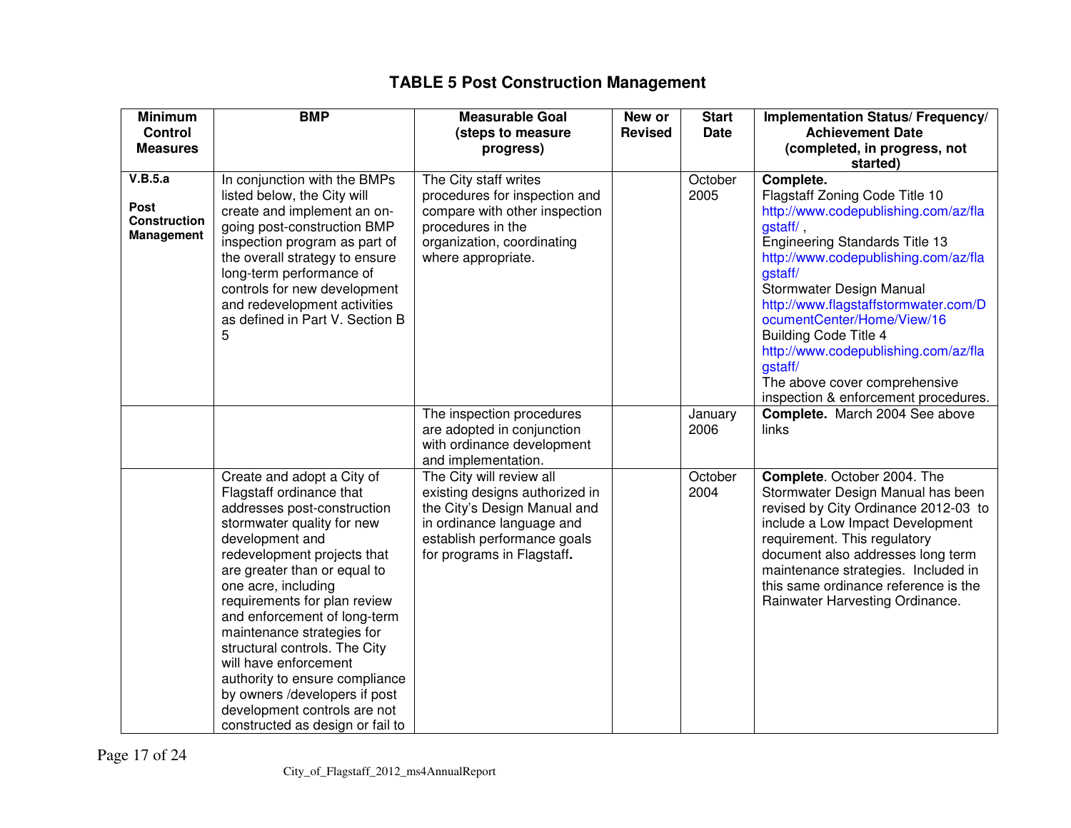# TABLE 5 Post Construction Management

| Minimum Control Measures | BMP | Measurable Goal (steps to measure progress) | New or Revised | Start Date | Implementation Status/ Frequency/ Achievement Date (completed, in progress, not started) |
|---|---|---|---|---|---|
| **V.B.5.a** **Post Construction Management** | In conjunction with the BMPs listed below, the City will create and implement an on-going post-construction BMP inspection program as part of the overall strategy to ensure long-term performance of controls for new development and redevelopment activities as defined in Part V. Section B 5 | The City staff writes procedures for inspection and compare with other inspection procedures in the organization, coordinating where appropriate. | | October 2005 | **Complete.** Flagstaff Zoning Code Title 10 http://www.codepublishing.com/az/flagstaff/ , Engineering Standards Title 13 http://www.codepublishing.com/az/flagstaff/ Stormwater Design Manual http://www.flagstaffstormwater.com/DocumentCenter/Home/View/16 Building Code Title 4 http://www.codepublishing.com/az/flagstaff/ The above cover comprehensive inspection & enforcement procedures. |
| | | The inspection procedures are adopted in conjunction with ordinance development and implementation. | | January 2006 | **Complete.** March 2004 See above links |
| | Create and adopt a City of Flagstaff ordinance that addresses post-construction stormwater quality for new development and redevelopment projects that are greater than or equal to one acre, including requirements for plan review and enforcement of long-term maintenance strategies for structural controls. The City will have enforcement authority to ensure compliance by owners /developers if post development controls are not constructed as design or fail to | The City will review all existing designs authorized in the City's Design Manual and in ordinance language and establish performance goals for programs in Flagstaff**.** | | October 2004 | **Complete**. October 2004. The Stormwater Design Manual has been revised by City Ordinance 2012-03 to include a Low Impact Development requirement. This regulatory document also addresses long term maintenance strategies. Included in this same ordinance reference is the Rainwater Harvesting Ordinance. |

City_of_Flagstaff_2012_ms4AnnualReport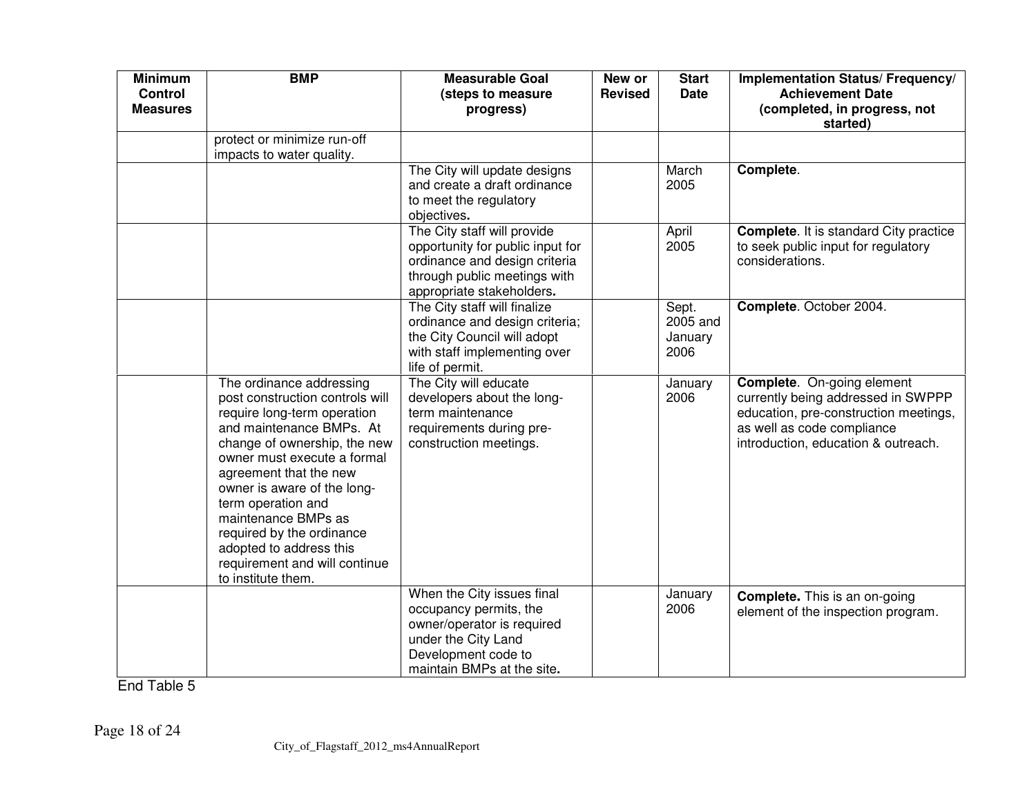| Minimum Control Measures | BMP | Measurable Goal (steps to measure progress) | New or Revised | Start Date | Implementation Status/ Frequency/ Achievement Date (completed, in progress, not started) |
|---|---|---|---|---|---|
| | protect or minimize run-off impacts to water quality. | | | | |
| | | The City will update designs and create a draft ordinance to meet the regulatory objectives**.** | | March 2005 | **Complete**. |
| | | The City staff will provide opportunity for public input for ordinance and design criteria through public meetings with appropriate stakeholders**.** | | April 2005 | **Complete**. It is standard City practice to seek public input for regulatory considerations. |
| | | The City staff will finalize ordinance and design criteria; the City Council will adopt with staff implementing over life of permit. | | Sept. 2005 and January 2006 | **Complete**. October 2004. |
| | The ordinance addressing post construction controls will require long-term operation and maintenance BMPs. At change of ownership, the new owner must execute a formal agreement that the new owner is aware of the long-term operation and maintenance BMPs as required by the ordinance adopted to address this requirement and will continue to institute them. | The City will educate developers about the long-term maintenance requirements during pre-construction meetings. | | January 2006 | **Complete**. On-going element currently being addressed in SWPPP education, pre-construction meetings, as well as code compliance introduction, education & outreach. |
| | | When the City issues final occupancy permits, the owner/operator is required under the City Land Development code to maintain BMPs at the site**.** | | January 2006 | **Complete.** This is an on-going element of the inspection program. |

End Table 5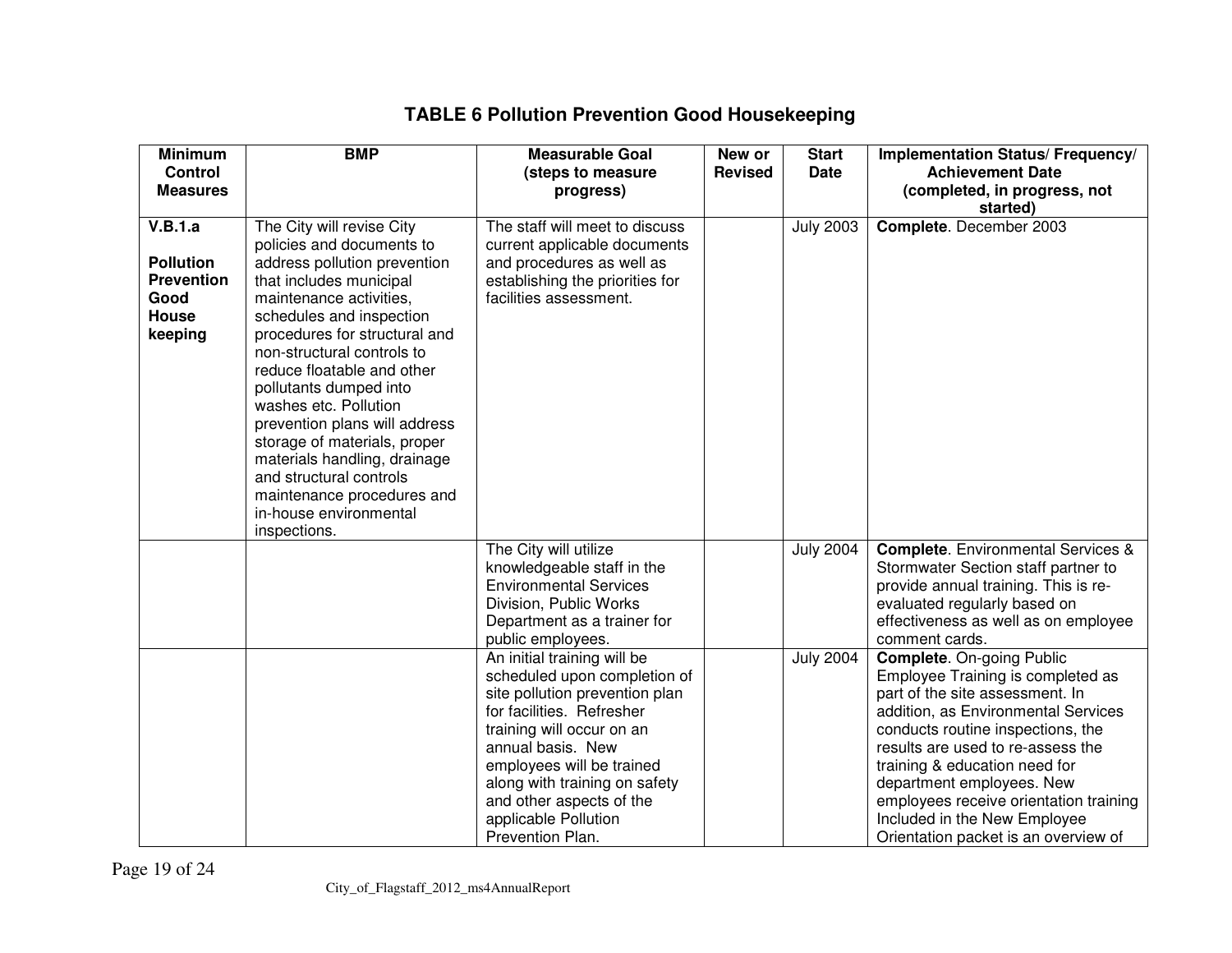## TABLE 6 Pollution Prevention Good Housekeeping

| Minimum Control Measures | BMP | Measurable Goal (steps to measure progress) | New or Revised | Start Date | Implementation Status/ Frequency/ Achievement Date (completed, in progress, not started) |
|---|---|---|---|---|---|
| **V.B.1.a** **Pollution Prevention Good House keeping** | The City will revise City policies and documents to address pollution prevention that includes municipal maintenance activities, schedules and inspection procedures for structural and non-structural controls to reduce floatable and other pollutants dumped into washes etc. Pollution prevention plans will address storage of materials, proper materials handling, drainage and structural controls maintenance procedures and in-house environmental inspections. | The staff will meet to discuss current applicable documents and procedures as well as establishing the priorities for facilities assessment. | | July 2003 | **Complete**. December 2003 |
| | | The City will utilize knowledgeable staff in the Environmental Services Division, Public Works Department as a trainer for public employees. | | July 2004 | **Complete**. Environmental Services & Stormwater Section staff partner to provide annual training. This is re-evaluated regularly based on effectiveness as well as on employee comment cards. |
| | | An initial training will be scheduled upon completion of site pollution prevention plan for facilities. Refresher training will occur on an annual basis. New employees will be trained along with training on safety and other aspects of the applicable Pollution Prevention Plan. | | July 2004 | **Complete**. On-going Public Employee Training is completed as part of the site assessment. In addition, as Environmental Services conducts routine inspections, the results are used to re-assess the training & education need for department employees. New employees receive orientation training Included in the New Employee Orientation packet is an overview of |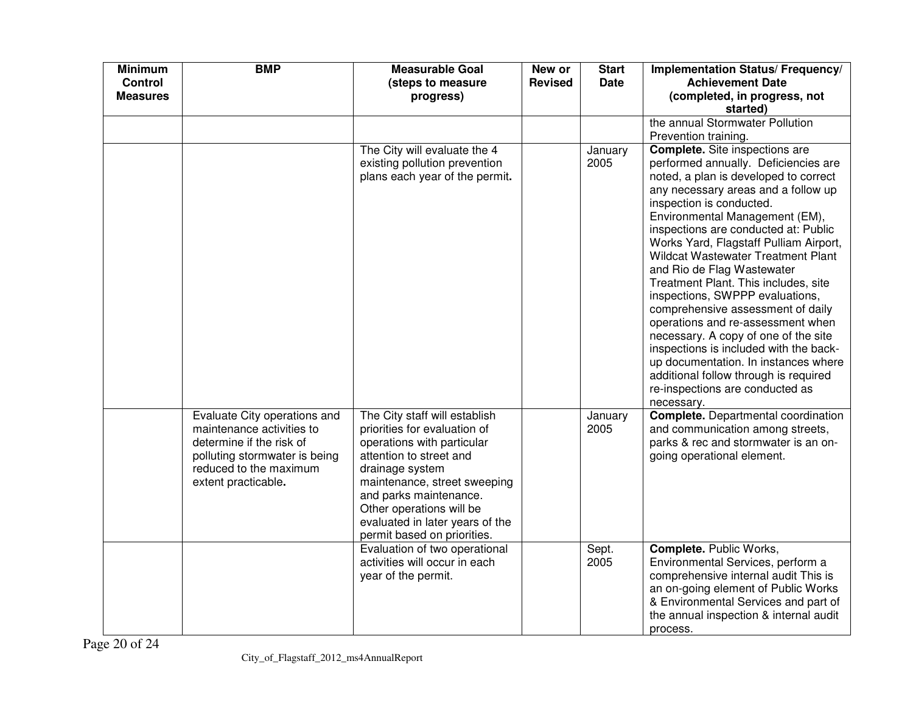| Minimum Control Measures | BMP | Measurable Goal (steps to measure progress) | New or Revised | Start Date | Implementation Status/ Frequency/ Achievement Date (completed, in progress, not started) |
|---|---|---|---|---|---|
| | | | | | the annual Stormwater Pollution Prevention training. |
| | | The City will evaluate the 4 existing pollution prevention plans each year of the permit. | | January 2005 | **Complete.** Site inspections are performed annually. Deficiencies are noted, a plan is developed to correct any necessary areas and a follow up inspection is conducted. Environmental Management (EM), inspections are conducted at: Public Works Yard, Flagstaff Pulliam Airport, Wildcat Wastewater Treatment Plant and Rio de Flag Wastewater Treatment Plant. This includes, site inspections, SWPPP evaluations, comprehensive assessment of daily operations and re-assessment when necessary. A copy of one of the site inspections is included with the back-up documentation. In instances where additional follow through is required re-inspections are conducted as necessary. |
| | Evaluate City operations and maintenance activities to determine if the risk of polluting stormwater is being reduced to the maximum extent practicable. | The City staff will establish priorities for evaluation of operations with particular attention to street and drainage system maintenance, street sweeping and parks maintenance. Other operations will be evaluated in later years of the permit based on priorities. | | January 2005 | **Complete.** Departmental coordination and communication among streets, parks & rec and stormwater is an on-going operational element. |
| | | Evaluation of two operational activities will occur in each year of the permit. | | Sept. 2005 | **Complete.** Public Works, Environmental Services, perform a comprehensive internal audit This is an on-going element of Public Works & Environmental Services and part of the annual inspection & internal audit process. |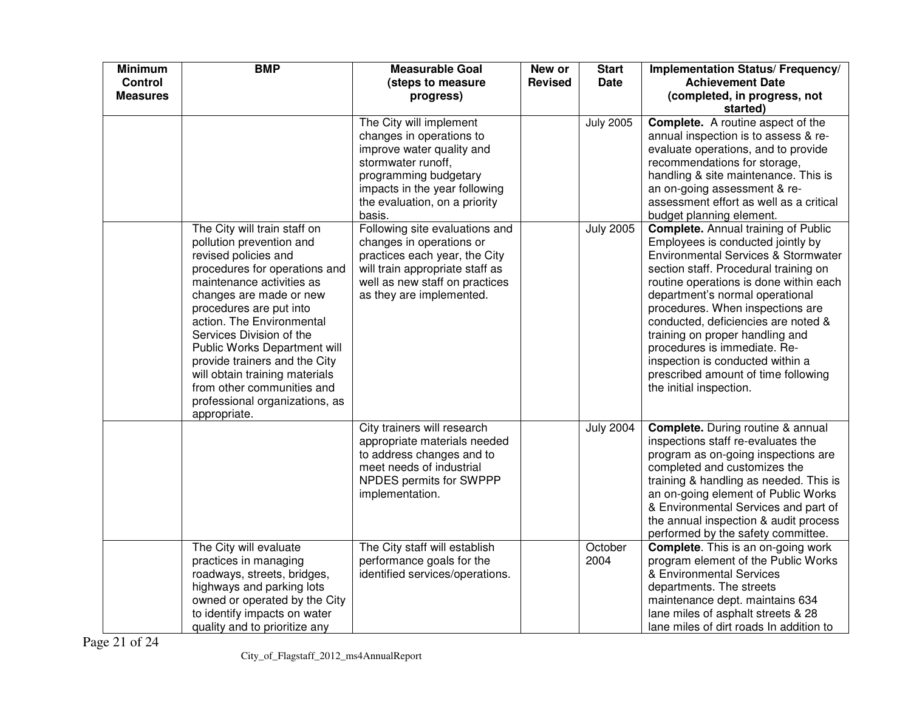| Minimum Control Measures | BMP | Measurable Goal (steps to measure progress) | New or Revised | Start Date | Implementation Status/ Frequency/ Achievement Date (completed, in progress, not started) |
|---|---|---|---|---|---|
| | | The City will implement changes in operations to improve water quality and stormwater runoff, programming budgetary impacts in the year following the evaluation, on a priority basis. | | July 2005 | **Complete.** A routine aspect of the annual inspection is to assess & re-evaluate operations, and to provide recommendations for storage, handling & site maintenance. This is an on-going assessment & re-assessment effort as well as a critical budget planning element. |
| | The City will train staff on pollution prevention and revised policies and procedures for operations and maintenance activities as changes are made or new procedures are put into action. The Environmental Services Division of the Public Works Department will provide trainers and the City will obtain training materials from other communities and professional organizations, as appropriate. | Following site evaluations and changes in operations or practices each year, the City will train appropriate staff as well as new staff on practices as they are implemented. | | July 2005 | **Complete.** Annual training of Public Employees is conducted jointly by Environmental Services & Stormwater section staff. Procedural training on routine operations is done within each department's normal operational procedures. When inspections are conducted, deficiencies are noted & training on proper handling and procedures is immediate. Re-inspection is conducted within a prescribed amount of time following the initial inspection. |
| | | City trainers will research appropriate materials needed to address changes and to meet needs of industrial NPDES permits for SWPPP implementation. | | July 2004 | **Complete.** During routine & annual inspections staff re-evaluates the program as on-going inspections are completed and customizes the training & handling as needed. This is an on-going element of Public Works & Environmental Services and part of the annual inspection & audit process performed by the safety committee. |
| | The City will evaluate practices in managing roadways, streets, bridges, highways and parking lots owned or operated by the City to identify impacts on water quality and to prioritize any | The City staff will establish performance goals for the identified services/operations. | | October 2004 | **Complete**. This is an on-going work program element of the Public Works & Environmental Services departments. The streets maintenance dept. maintains 634 lane miles of asphalt streets & 28 lane miles of dirt roads In addition to |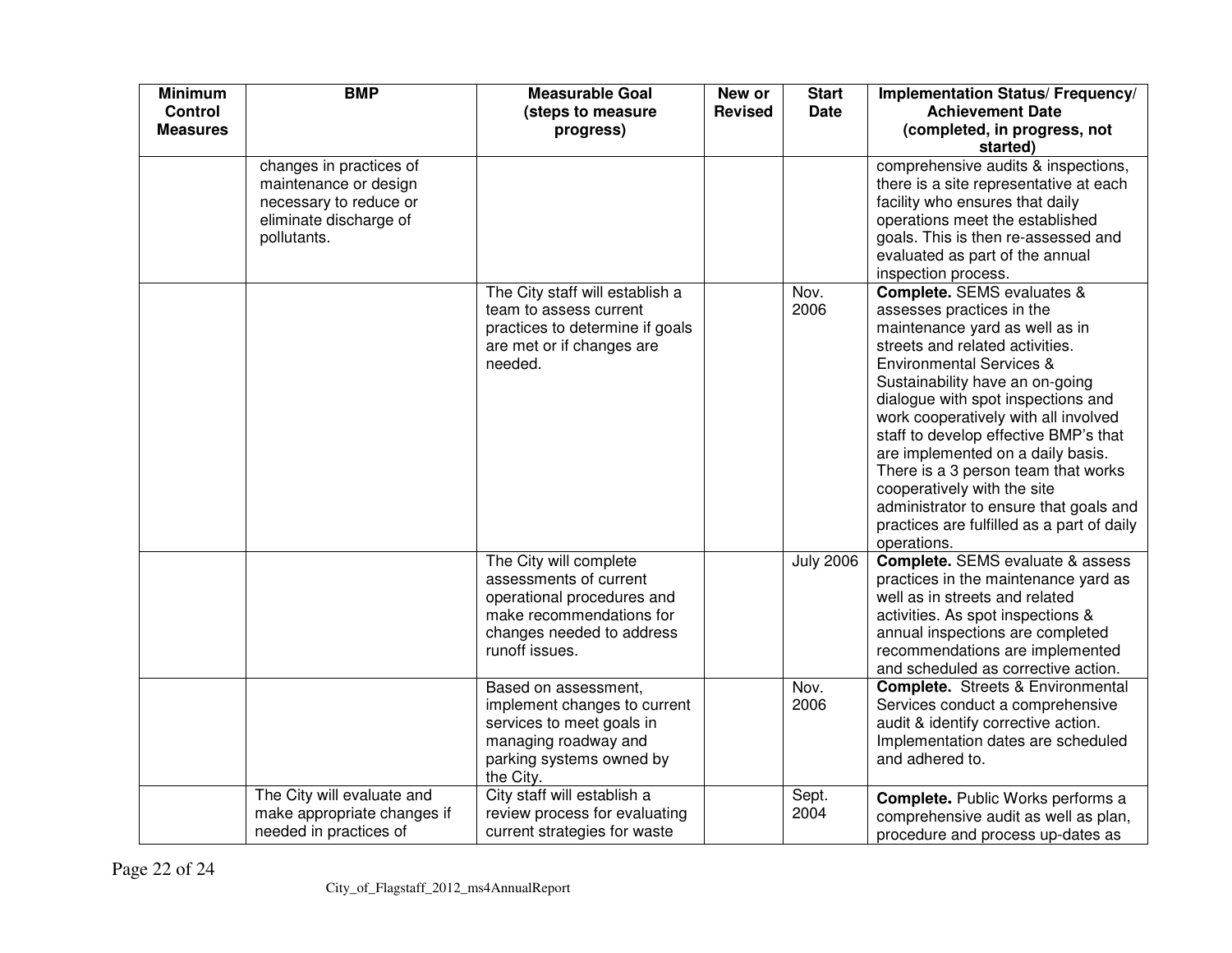| Minimum Control Measures | BMP | Measurable Goal (steps to measure progress) | New or Revised | Start Date | Implementation Status/ Frequency/ Achievement Date (completed, in progress, not started) |
|---|---|---|---|---|---|
| | changes in practices of maintenance or design necessary to reduce or eliminate discharge of pollutants. | | | | comprehensive audits & inspections, there is a site representative at each facility who ensures that daily operations meet the established goals. This is then re-assessed and evaluated as part of the annual inspection process. |
| | | The City staff will establish a team to assess current practices to determine if goals are met or if changes are needed. | | Nov. 2006 | **Complete.** SEMS evaluates & assesses practices in the maintenance yard as well as in streets and related activities. Environmental Services & Sustainability have an on-going dialogue with spot inspections and work cooperatively with all involved staff to develop effective BMP's that are implemented on a daily basis. There is a 3 person team that works cooperatively with the site administrator to ensure that goals and practices are fulfilled as a part of daily operations. |
| | | The City will complete assessments of current operational procedures and make recommendations for changes needed to address runoff issues. | | July 2006 | **Complete.** SEMS evaluate & assess practices in the maintenance yard as well as in streets and related activities. As spot inspections & annual inspections are completed recommendations are implemented and scheduled as corrective action. |
| | | Based on assessment, implement changes to current services to meet goals in managing roadway and parking systems owned by the City. | | Nov. 2006 | **Complete.** Streets & Environmental Services conduct a comprehensive audit & identify corrective action. Implementation dates are scheduled and adhered to. |
| | The City will evaluate and make appropriate changes if needed in practices of | City staff will establish a review process for evaluating current strategies for waste | | Sept. 2004 | **Complete.** Public Works performs a comprehensive audit as well as plan, procedure and process up-dates as |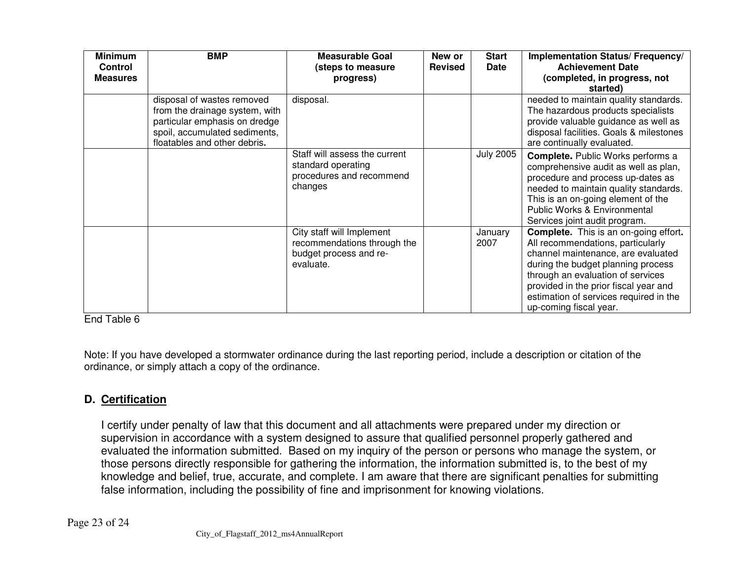| Minimum Control Measures | BMP | Measurable Goal (steps to measure progress) | New or Revised | Start Date | Implementation Status/ Frequency/ Achievement Date (completed, in progress, not started) |
|---|---|---|---|---|---|
| | disposal of wastes removed from the drainage system, with particular emphasis on dredge spoil, accumulated sediments, floatables and other debris**.** | disposal. | | | needed to maintain quality standards. The hazardous products specialists provide valuable guidance as well as disposal facilities. Goals & milestones are continually evaluated. |
| | | Staff will assess the current standard operating procedures and recommend changes | | July 2005 | **Complete.** Public Works performs a comprehensive audit as well as plan, procedure and process up-dates as needed to maintain quality standards. This is an on-going element of the Public Works & Environmental Services joint audit program. |
| | | City staff will Implement recommendations through the budget process and re-evaluate. | | January 2007 | **Complete.** This is an on-going effort**.** All recommendations, particularly channel maintenance, are evaluated during the budget planning process through an evaluation of services provided in the prior fiscal year and estimation of services required in the up-coming fiscal year. |

End Table 6

Note: If you have developed a stormwater ordinance during the last reporting period, include a description or citation of the ordinance, or simply attach a copy of the ordinance.

## D. Certification

I certify under penalty of law that this document and all attachments were prepared under my direction or supervision in accordance with a system designed to assure that qualified personnel properly gathered and evaluated the information submitted. Based on my inquiry of the person or persons who manage the system, or those persons directly responsible for gathering the information, the information submitted is, to the best of my knowledge and belief, true, accurate, and complete. I am aware that there are significant penalties for submitting false information, including the possibility of fine and imprisonment for knowing violations.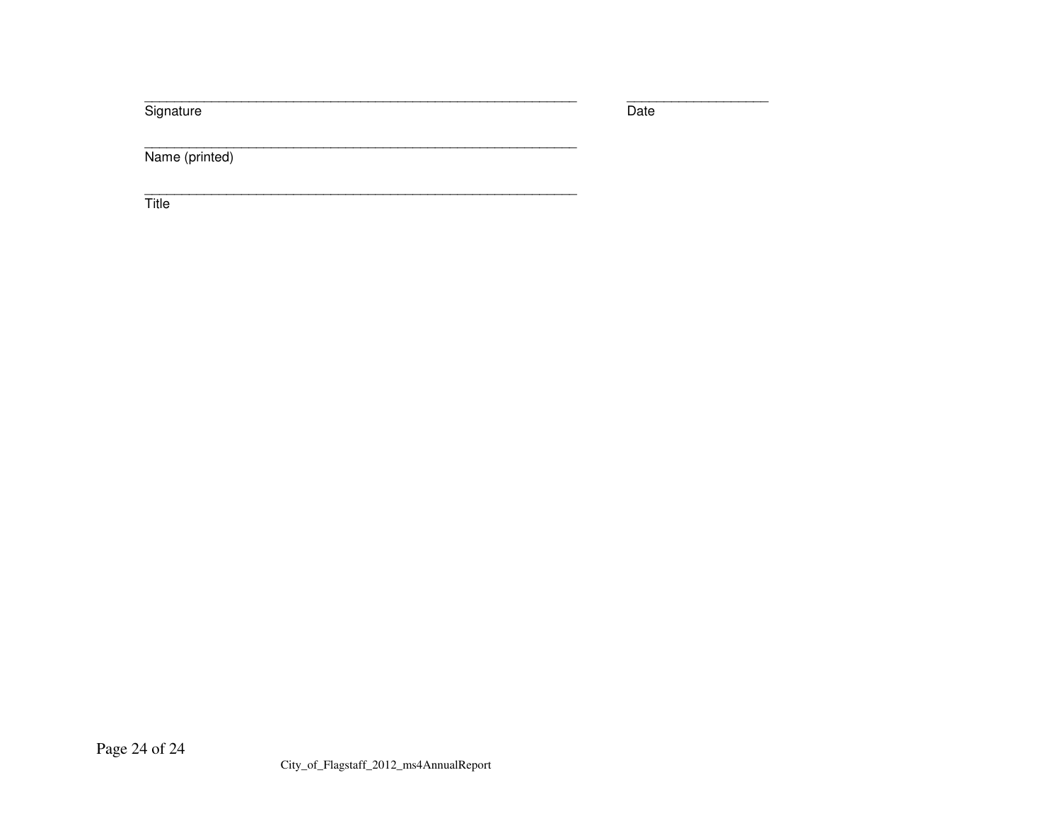\_\_\_\_\_\_\_\_\_\_\_\_\_\_\_\_\_\_\_\_\_\_\_\_\_\_\_\_\_\_\_\_\_\_\_\_\_\_\_\_\_\_\_\_\_\_\_\_\_\_\_\_\_\_\_ \_\_\_\_\_\_\_\_\_\_\_\_\_\_\_\_\_\_\_
Signature Date

\_\_\_\_\_\_\_\_\_\_\_\_\_\_\_\_\_\_\_\_\_\_\_\_\_\_\_\_\_\_\_\_\_\_\_\_\_\_\_\_\_\_\_\_\_\_\_\_\_\_\_\_\_\_\_
Name (printed)

\_\_\_\_\_\_\_\_\_\_\_\_\_\_\_\_\_\_\_\_\_\_\_\_\_\_\_\_\_\_\_\_\_\_\_\_\_\_\_\_\_\_\_\_\_\_\_\_\_\_\_\_\_\_\_
Title